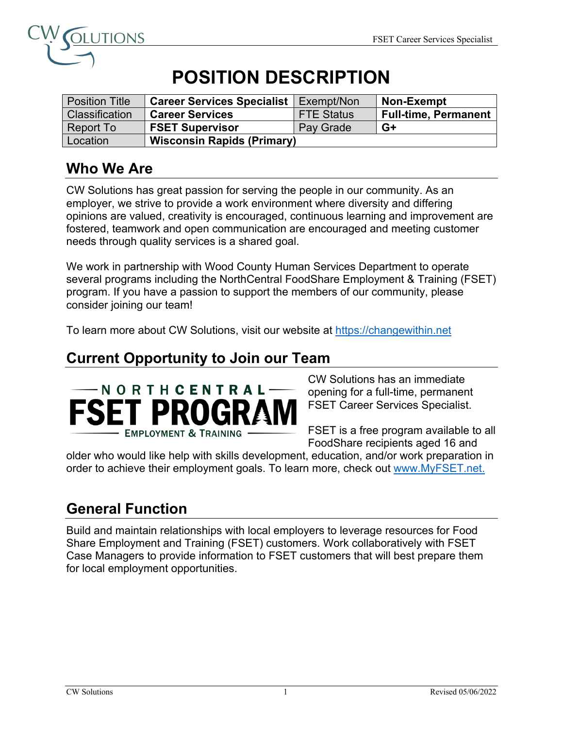# POSITION DESCRIPTION

| Position Title | **Career Services Specialist** | Exempt/Non | **Non-Exempt** |
| --- | --- | --- | --- |
| Classification | **Career Services** | FTE Status | **Full-time, Permanent** |
| Report To | **FSET Supervisor** | Pay Grade | **G+** |
| Location | **Wisconsin Rapids (Primary)** | | |

## Who We Are

CW Solutions has great passion for serving the people in our community. As an employer, we strive to provide a work environment where diversity and differing opinions are valued, creativity is encouraged, continuous learning and improvement are fostered, teamwork and open communication are encouraged and meeting customer needs through quality services is a shared goal.

We work in partnership with Wood County Human Services Department to operate several programs including the NorthCentral FoodShare Employment & Training (FSET) program. If you have a passion to support the members of our community, please consider joining our team!

To learn more about CW Solutions, visit our website at https://changewithin.net

## Current Opportunity to Join our Team

CW Solutions has an immediate opening for a full-time, permanent FSET Career Services Specialist.

FSET is a free program available to all FoodShare recipients aged 16 and older who would like help with skills development, education, and/or work preparation in order to achieve their employment goals. To learn more, check out www.MyFSET.net.

## General Function

Build and maintain relationships with local employers to leverage resources for Food Share Employment and Training (FSET) customers. Work collaboratively with FSET Case Managers to provide information to FSET customers that will best prepare them for local employment opportunities.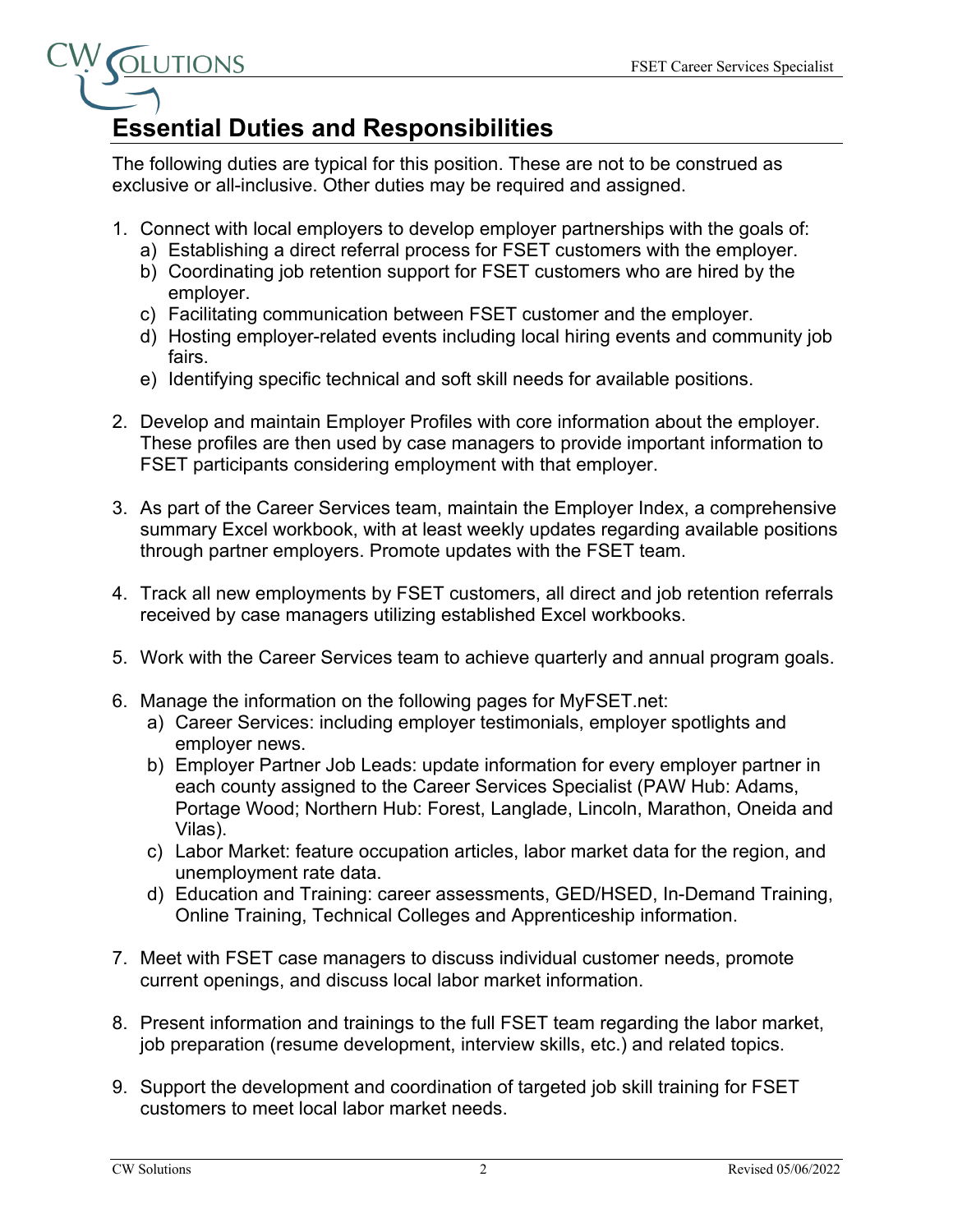## Essential Duties and Responsibilities

The following duties are typical for this position. These are not to be construed as exclusive or all-inclusive. Other duties may be required and assigned.

1. Connect with local employers to develop employer partnerships with the goals of:
   a) Establishing a direct referral process for FSET customers with the employer.
   b) Coordinating job retention support for FSET customers who are hired by the employer.
   c) Facilitating communication between FSET customer and the employer.
   d) Hosting employer-related events including local hiring events and community job fairs.
   e) Identifying specific technical and soft skill needs for available positions.

2. Develop and maintain Employer Profiles with core information about the employer. These profiles are then used by case managers to provide important information to FSET participants considering employment with that employer.

3. As part of the Career Services team, maintain the Employer Index, a comprehensive summary Excel workbook, with at least weekly updates regarding available positions through partner employers. Promote updates with the FSET team.

4. Track all new employments by FSET customers, all direct and job retention referrals received by case managers utilizing established Excel workbooks.

5. Work with the Career Services team to achieve quarterly and annual program goals.

6. Manage the information on the following pages for MyFSET.net:
   a) Career Services: including employer testimonials, employer spotlights and employer news.
   b) Employer Partner Job Leads: update information for every employer partner in each county assigned to the Career Services Specialist (PAW Hub: Adams, Portage Wood; Northern Hub: Forest, Langlade, Lincoln, Marathon, Oneida and Vilas).
   c) Labor Market: feature occupation articles, labor market data for the region, and unemployment rate data.
   d) Education and Training: career assessments, GED/HSED, In-Demand Training, Online Training, Technical Colleges and Apprenticeship information.

7. Meet with FSET case managers to discuss individual customer needs, promote current openings, and discuss local labor market information.

8. Present information and trainings to the full FSET team regarding the labor market, job preparation (resume development, interview skills, etc.) and related topics.

9. Support the development and coordination of targeted job skill training for FSET customers to meet local labor market needs.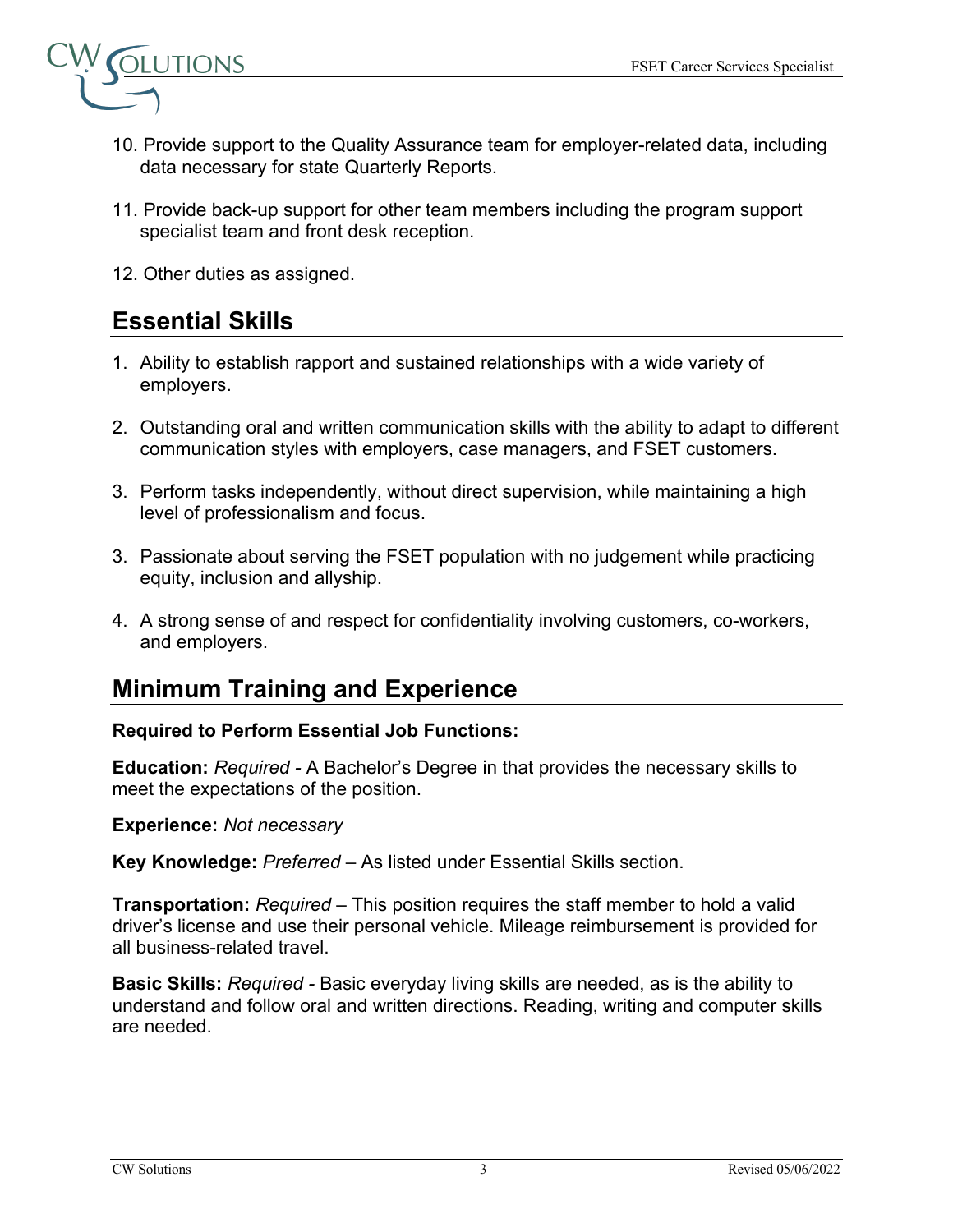10. Provide support to the Quality Assurance team for employer-related data, including data necessary for state Quarterly Reports.

11. Provide back-up support for other team members including the program support specialist team and front desk reception.

12. Other duties as assigned.

## Essential Skills

1. Ability to establish rapport and sustained relationships with a wide variety of employers.

2. Outstanding oral and written communication skills with the ability to adapt to different communication styles with employers, case managers, and FSET customers.

3. Perform tasks independently, without direct supervision, while maintaining a high level of professionalism and focus.

3. Passionate about serving the FSET population with no judgement while practicing equity, inclusion and allyship.

4. A strong sense of and respect for confidentiality involving customers, co-workers, and employers.

## Minimum Training and Experience

**Required to Perform Essential Job Functions:**

**Education:** *Required* - A Bachelor's Degree in that provides the necessary skills to meet the expectations of the position.

**Experience:** *Not necessary*

**Key Knowledge:** *Preferred* – As listed under Essential Skills section.

**Transportation:** *Required* – This position requires the staff member to hold a valid driver's license and use their personal vehicle. Mileage reimbursement is provided for all business-related travel.

**Basic Skills:** *Required* - Basic everyday living skills are needed, as is the ability to understand and follow oral and written directions. Reading, writing and computer skills are needed.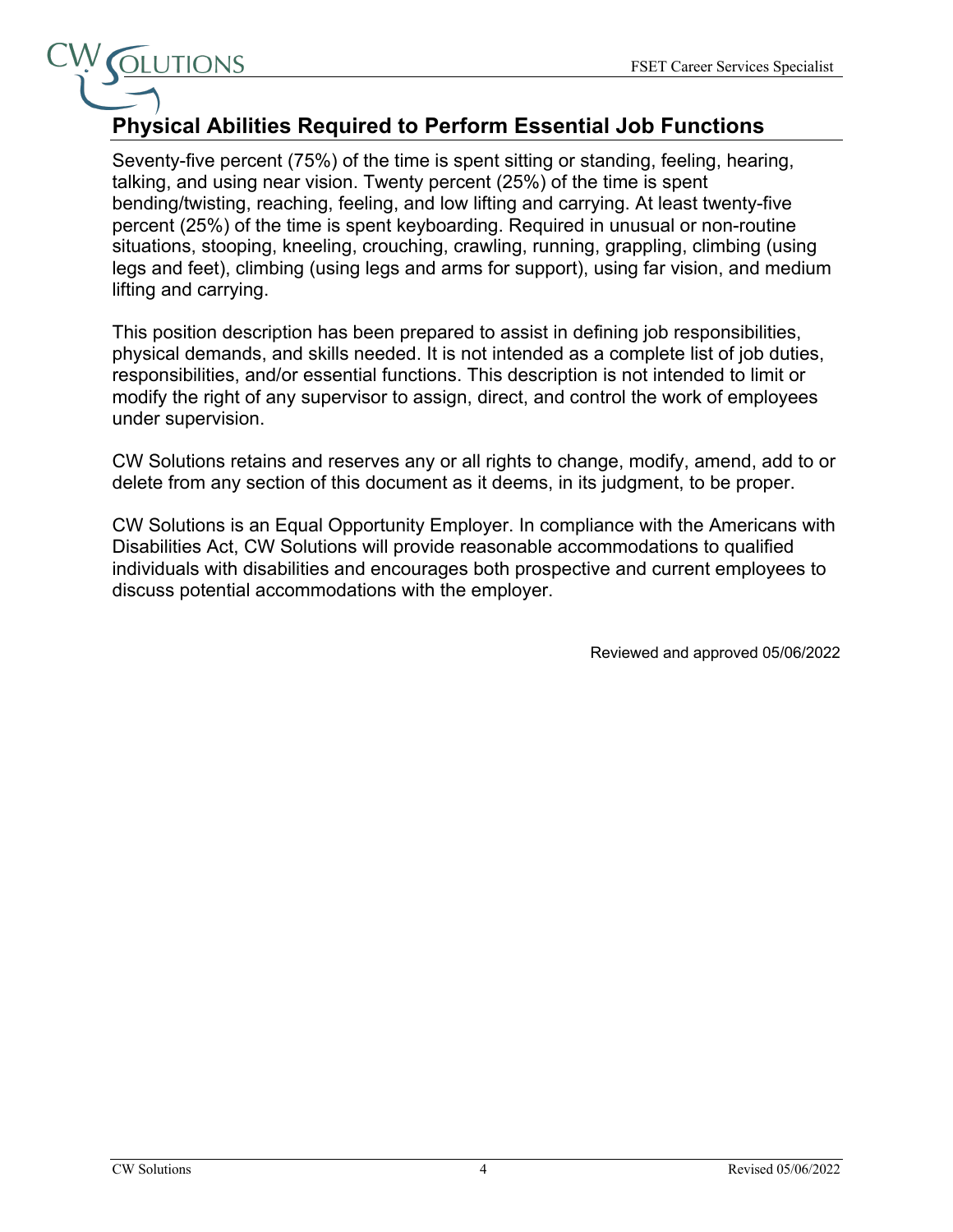## Physical Abilities Required to Perform Essential Job Functions

Seventy-five percent (75%) of the time is spent sitting or standing, feeling, hearing, talking, and using near vision. Twenty percent (25%) of the time is spent bending/twisting, reaching, feeling, and low lifting and carrying. At least twenty-five percent (25%) of the time is spent keyboarding. Required in unusual or non-routine situations, stooping, kneeling, crouching, crawling, running, grappling, climbing (using legs and feet), climbing (using legs and arms for support), using far vision, and medium lifting and carrying.

This position description has been prepared to assist in defining job responsibilities, physical demands, and skills needed. It is not intended as a complete list of job duties, responsibilities, and/or essential functions. This description is not intended to limit or modify the right of any supervisor to assign, direct, and control the work of employees under supervision.

CW Solutions retains and reserves any or all rights to change, modify, amend, add to or delete from any section of this document as it deems, in its judgment, to be proper.

CW Solutions is an Equal Opportunity Employer. In compliance with the Americans with Disabilities Act, CW Solutions will provide reasonable accommodations to qualified individuals with disabilities and encourages both prospective and current employees to discuss potential accommodations with the employer.

Reviewed and approved 05/06/2022